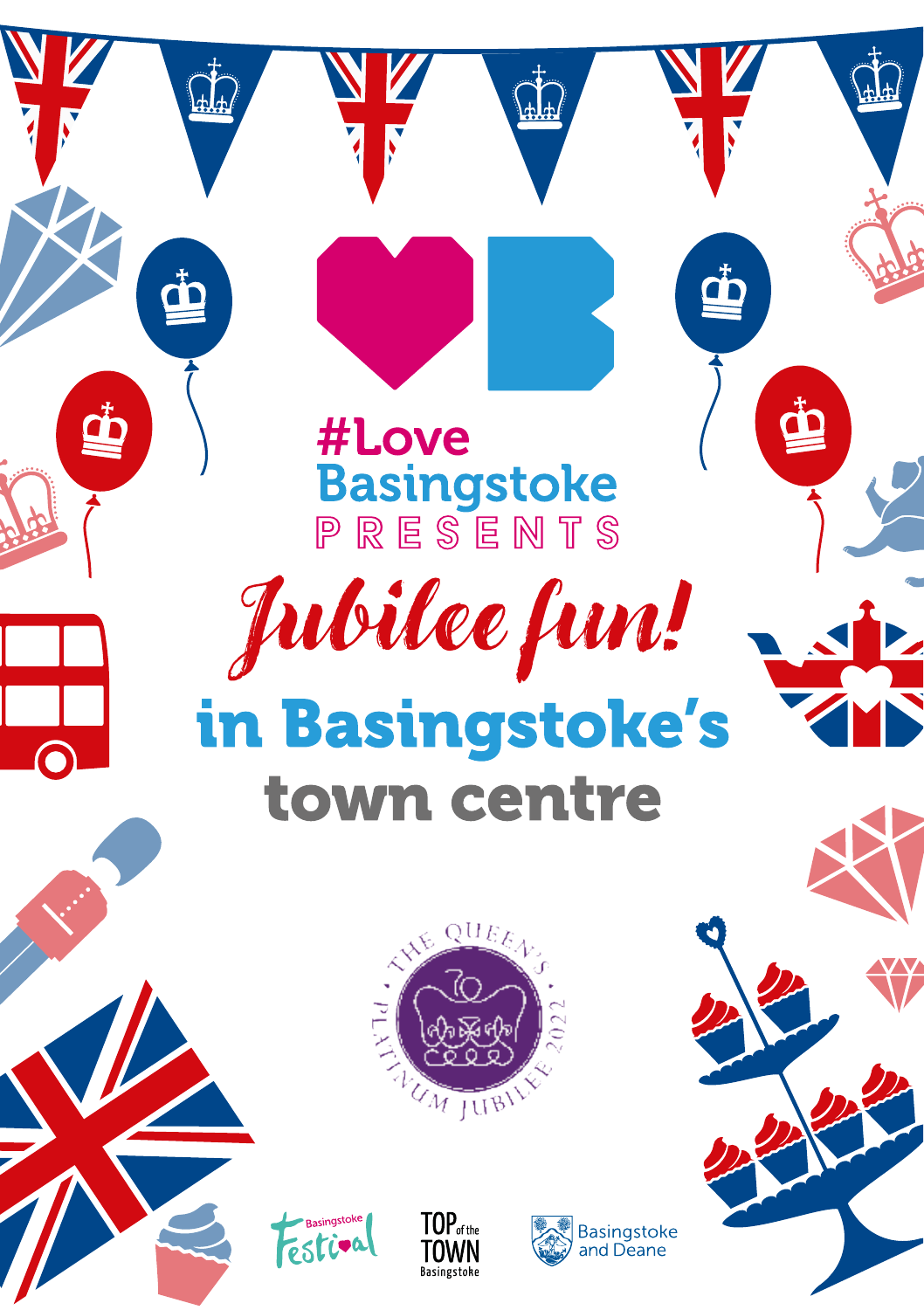#LoveBasingstoke

PRESENTS

# Jubilee fun!

## in Basingstoke's town centre

THE QUEEN'S PLATINUM JUBILEE 2022

Basingstoke Festival

TOP of the TOWN Basingstoke

Basingstoke and Deane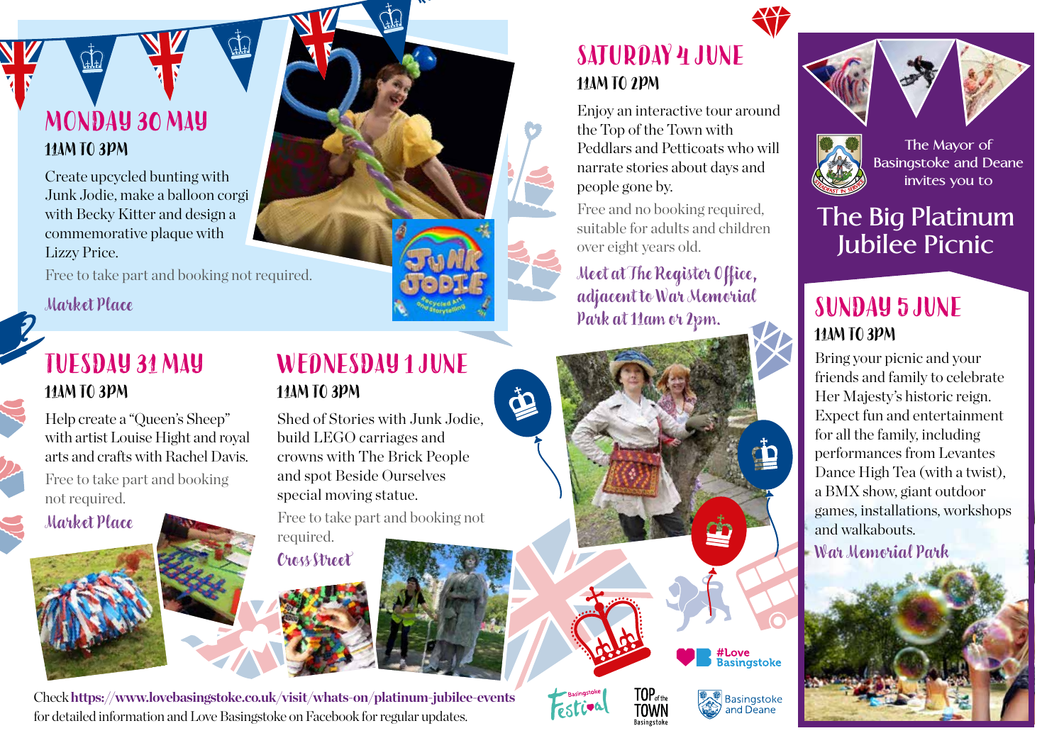## MONDAY 30 MAY

### 11AM TO 3PM

Create upcycled bunting with Junk Jodie, make a balloon corgi with Becky Kitter and design a commemorative plaque with Lizzy Price.

Free to take part and booking not required.

*Market Place*

## TUESDAY 31 MAY

### 11AM TO 3PM

Help create a "Queen's Sheep" with artist Louise Hight and royal arts and crafts with Rachel Davis.

Free to take part and booking not required.

*Market Place*

## WEDNESDAY 1 JUNE

### 11AM TO 3PM

Shed of Stories with Junk Jodie, build LEGO carriages and crowns with The Brick People and spot Beside Ourselves special moving statue.

Free to take part and booking not required.

*Cross Street*

## SATURDAY 4 JUNE

### 11AM TO 2PM

Enjoy an interactive tour around the Top of the Town with Peddlars and Petticoats who will narrate stories about days and people gone by.

Free and no booking required, suitable for adults and children over eight years old.

*Meet at The Register Office, adjacent to War Memorial Park at 11am or 2pm.*

The Mayor of Basingstoke and Deane invites you to

# The Big Platinum Jubilee Picnic

## SUNDAY 5 JUNE

### 11AM TO 3PM

Bring your picnic and your friends and family to celebrate Her Majesty's historic reign. Expect fun and entertainment for all the family, including performances from Levantes Dance High Tea (with a twist), a BMX show, giant outdoor games, installations, workshops and walkabouts.

*War Memorial Park*

Check **https://www.lovebasingstoke.co.uk/visit/whats-on/platinum-jubilee-events** for detailed information and Love Basingstoke on Facebook for regular updates.

#Love Basingstoke

Basingstoke Festival

TOP of the TOWN Basingstoke

Basingstoke and Deane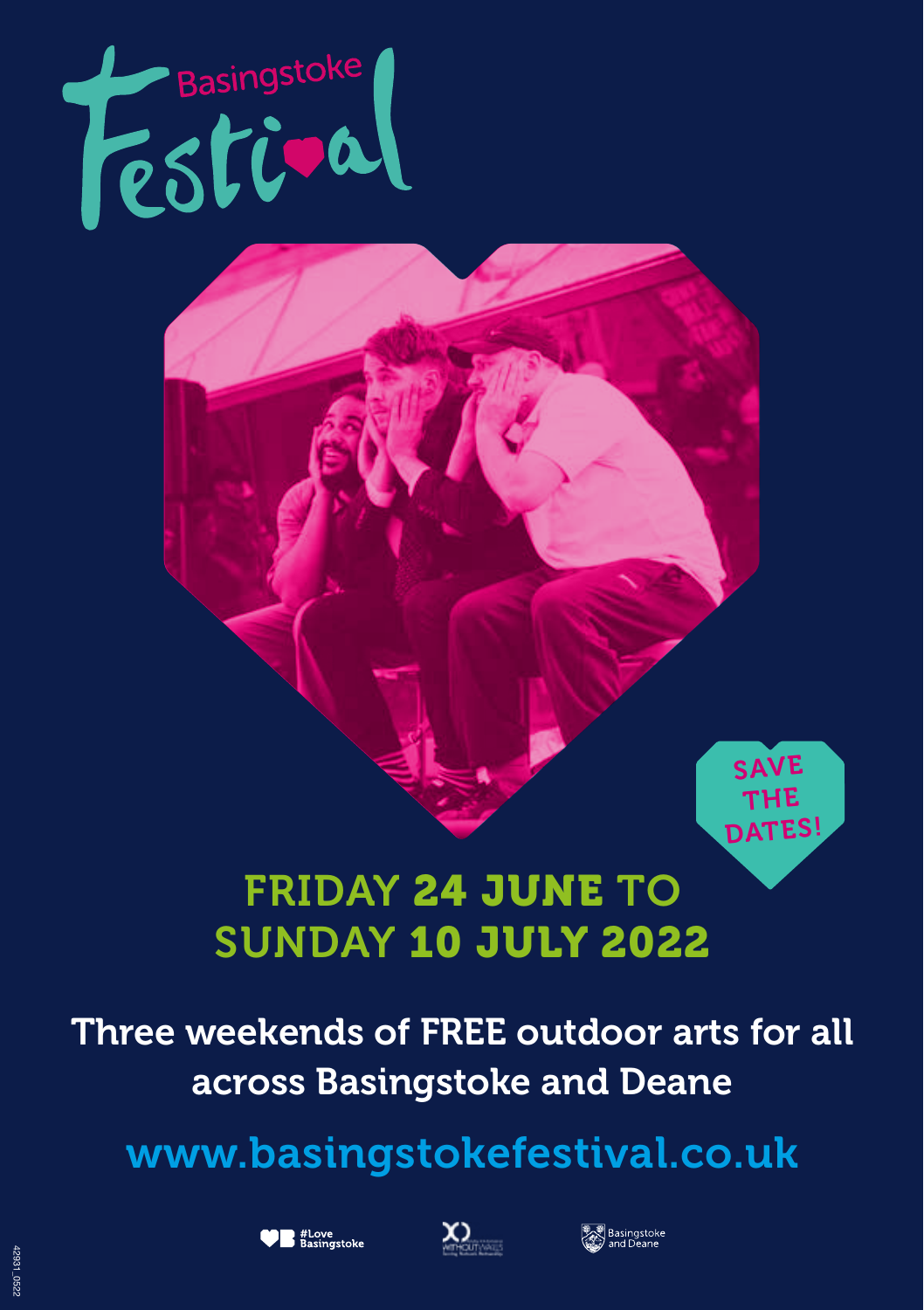# Basingstoke Festival

SAVE THE DATES!

## FRIDAY 24 JUNE TO SUNDAY 10 JULY 2022

Three weekends of FREE outdoor arts for all across Basingstoke and Deane

www.basingstokefestival.co.uk

#Love Basingstoke

Basingstoke and Deane

42931_0522